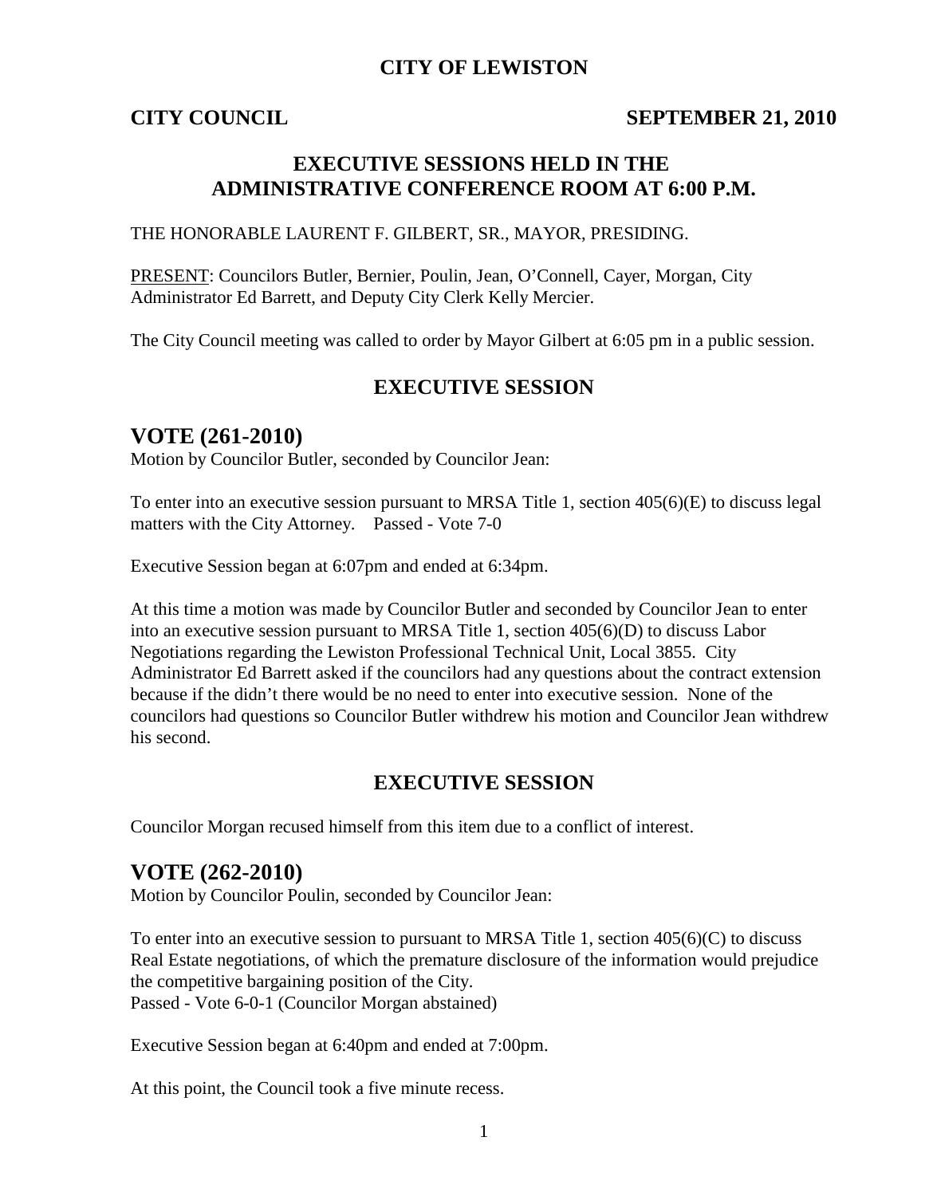# CITY OF LEWISTON

**CITY COUNCIL** **SEPTEMBER 21, 2010**

## EXECUTIVE SESSIONS HELD IN THE ADMINISTRATIVE CONFERENCE ROOM AT 6:00 P.M.

THE HONORABLE LAURENT F. GILBERT, SR., MAYOR, PRESIDING.

PRESENT: Councilors Butler, Bernier, Poulin, Jean, O'Connell, Cayer, Morgan, City Administrator Ed Barrett, and Deputy City Clerk Kelly Mercier.

The City Council meeting was called to order by Mayor Gilbert at 6:05 pm in a public session.

## EXECUTIVE SESSION

## VOTE (261-2010)

Motion by Councilor Butler, seconded by Councilor Jean:

To enter into an executive session pursuant to MRSA Title 1, section 405(6)(E) to discuss legal matters with the City Attorney. Passed - Vote 7-0

Executive Session began at 6:07pm and ended at 6:34pm.

At this time a motion was made by Councilor Butler and seconded by Councilor Jean to enter into an executive session pursuant to MRSA Title 1, section 405(6)(D) to discuss Labor Negotiations regarding the Lewiston Professional Technical Unit, Local 3855. City Administrator Ed Barrett asked if the councilors had any questions about the contract extension because if the didn't there would be no need to enter into executive session. None of the councilors had questions so Councilor Butler withdrew his motion and Councilor Jean withdrew his second.

## EXECUTIVE SESSION

Councilor Morgan recused himself from this item due to a conflict of interest.

## VOTE (262-2010)

Motion by Councilor Poulin, seconded by Councilor Jean:

To enter into an executive session to pursuant to MRSA Title 1, section 405(6)(C) to discuss Real Estate negotiations, of which the premature disclosure of the information would prejudice the competitive bargaining position of the City.
Passed - Vote 6-0-1 (Councilor Morgan abstained)

Executive Session began at 6:40pm and ended at 7:00pm.

At this point, the Council took a five minute recess.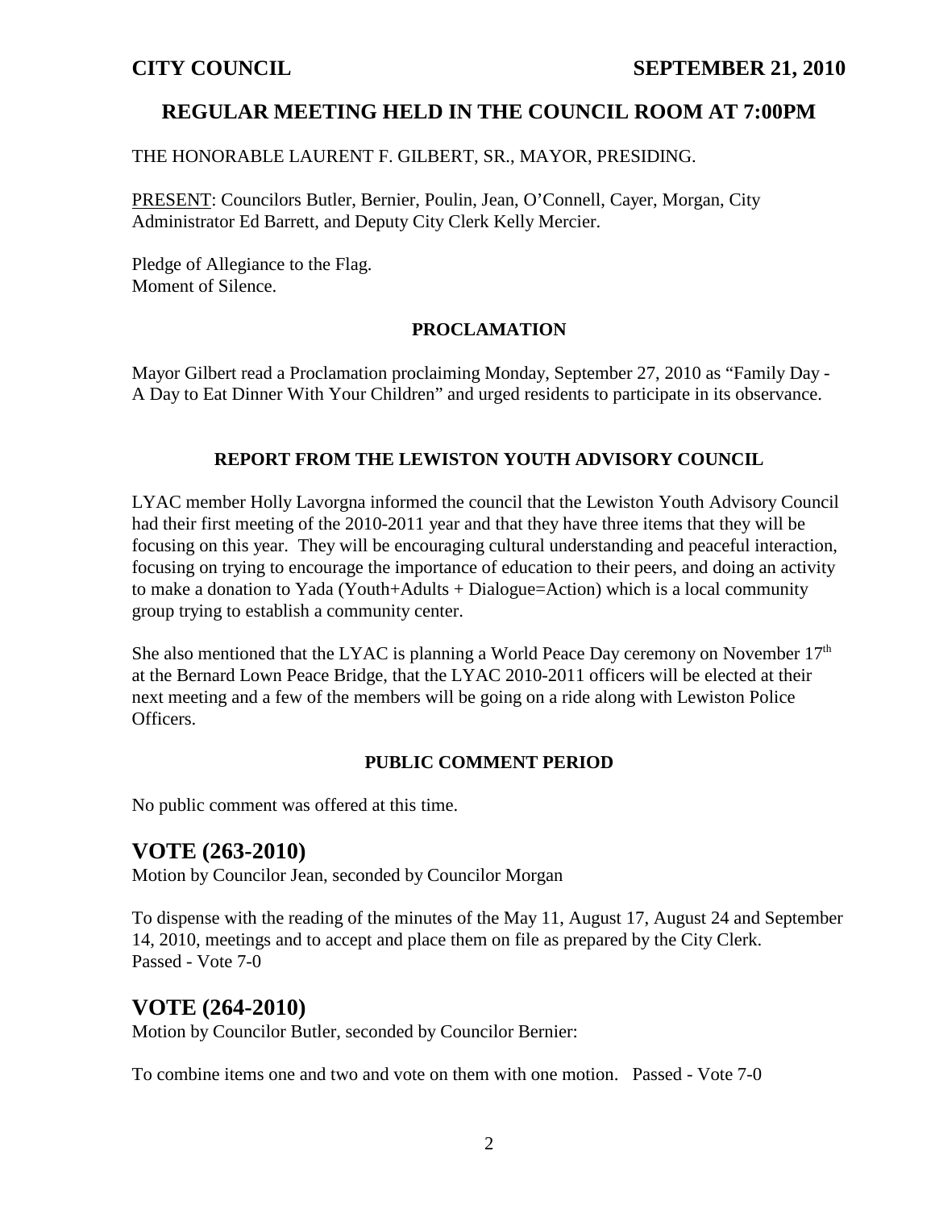**CITY COUNCIL** **SEPTEMBER 21, 2010**

## REGULAR MEETING HELD IN THE COUNCIL ROOM AT 7:00PM

THE HONORABLE LAURENT F. GILBERT, SR., MAYOR, PRESIDING.

PRESENT: Councilors Butler, Bernier, Poulin, Jean, O'Connell, Cayer, Morgan, City Administrator Ed Barrett, and Deputy City Clerk Kelly Mercier.

Pledge of Allegiance to the Flag.
Moment of Silence.

### PROCLAMATION

Mayor Gilbert read a Proclamation proclaiming Monday, September 27, 2010 as "Family Day - A Day to Eat Dinner With Your Children" and urged residents to participate in its observance.

### REPORT FROM THE LEWISTON YOUTH ADVISORY COUNCIL

LYAC member Holly Lavorgna informed the council that the Lewiston Youth Advisory Council had their first meeting of the 2010-2011 year and that they have three items that they will be focusing on this year. They will be encouraging cultural understanding and peaceful interaction, focusing on trying to encourage the importance of education to their peers, and doing an activity to make a donation to Yada (Youth+Adults + Dialogue=Action) which is a local community group trying to establish a community center.

She also mentioned that the LYAC is planning a World Peace Day ceremony on November 17th at the Bernard Lown Peace Bridge, that the LYAC 2010-2011 officers will be elected at their next meeting and a few of the members will be going on a ride along with Lewiston Police Officers.

### PUBLIC COMMENT PERIOD

No public comment was offered at this time.

## VOTE (263-2010)

Motion by Councilor Jean, seconded by Councilor Morgan

To dispense with the reading of the minutes of the May 11, August 17, August 24 and September 14, 2010, meetings and to accept and place them on file as prepared by the City Clerk.
Passed - Vote 7-0

## VOTE (264-2010)

Motion by Councilor Butler, seconded by Councilor Bernier:

To combine items one and two and vote on them with one motion. Passed - Vote 7-0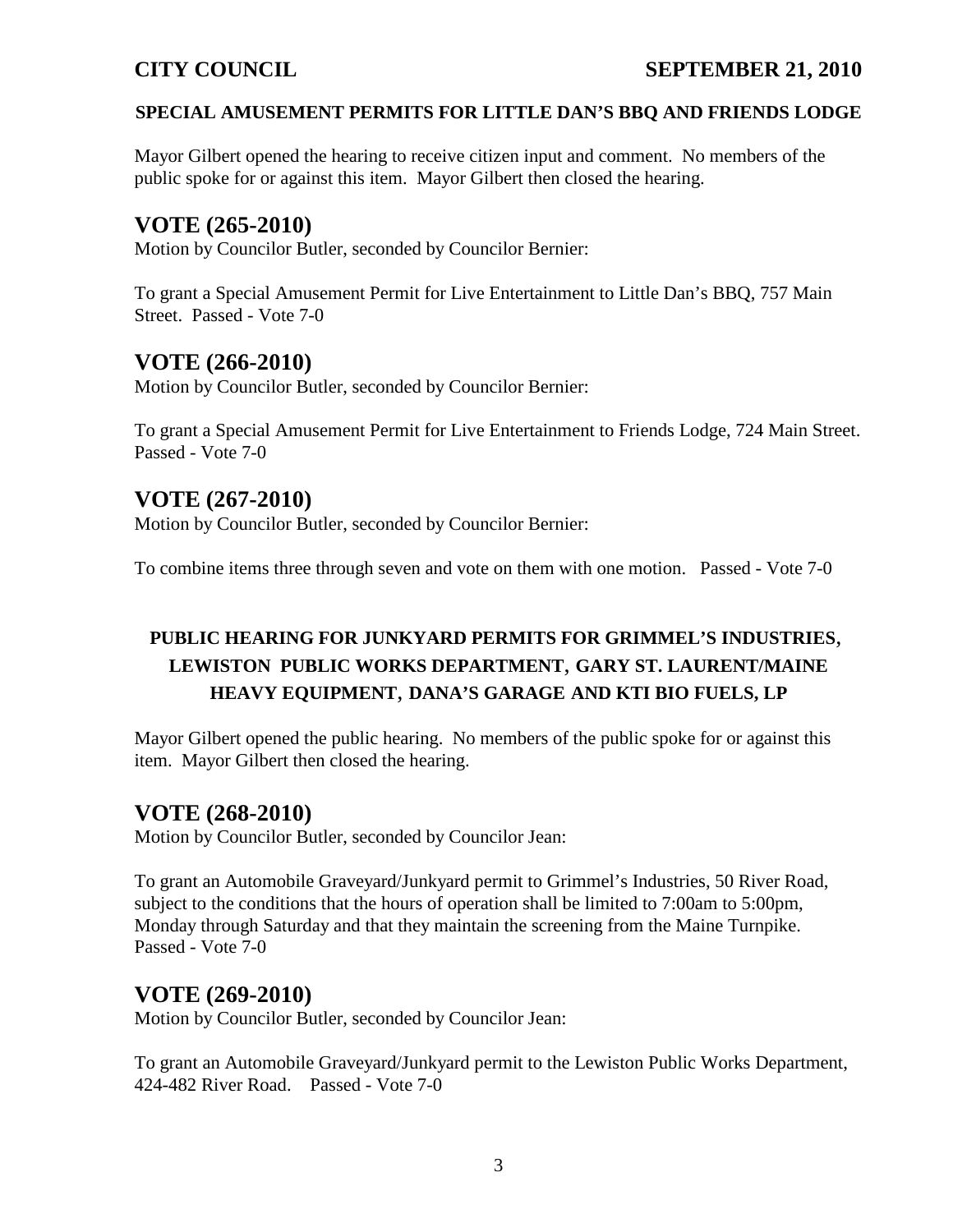#### SPECIAL AMUSEMENT PERMITS FOR LITTLE DAN'S BBQ AND FRIENDS LODGE

Mayor Gilbert opened the hearing to receive citizen input and comment. No members of the public spoke for or against this item. Mayor Gilbert then closed the hearing.

## VOTE (265-2010)

Motion by Councilor Butler, seconded by Councilor Bernier:

To grant a Special Amusement Permit for Live Entertainment to Little Dan's BBQ, 757 Main Street. Passed - Vote 7-0

## VOTE (266-2010)

Motion by Councilor Butler, seconded by Councilor Bernier:

To grant a Special Amusement Permit for Live Entertainment to Friends Lodge, 724 Main Street. Passed - Vote 7-0

## VOTE (267-2010)

Motion by Councilor Butler, seconded by Councilor Bernier:

To combine items three through seven and vote on them with one motion. Passed - Vote 7-0

#### PUBLIC HEARING FOR JUNKYARD PERMITS FOR GRIMMEL'S INDUSTRIES, LEWISTON PUBLIC WORKS DEPARTMENT, GARY ST. LAURENT/MAINE HEAVY EQUIPMENT, DANA'S GARAGE AND KTI BIO FUELS, LP

Mayor Gilbert opened the public hearing. No members of the public spoke for or against this item. Mayor Gilbert then closed the hearing.

## VOTE (268-2010)

Motion by Councilor Butler, seconded by Councilor Jean:

To grant an Automobile Graveyard/Junkyard permit to Grimmel's Industries, 50 River Road, subject to the conditions that the hours of operation shall be limited to 7:00am to 5:00pm, Monday through Saturday and that they maintain the screening from the Maine Turnpike. Passed - Vote 7-0

## VOTE (269-2010)

Motion by Councilor Butler, seconded by Councilor Jean:

To grant an Automobile Graveyard/Junkyard permit to the Lewiston Public Works Department, 424-482 River Road. Passed - Vote 7-0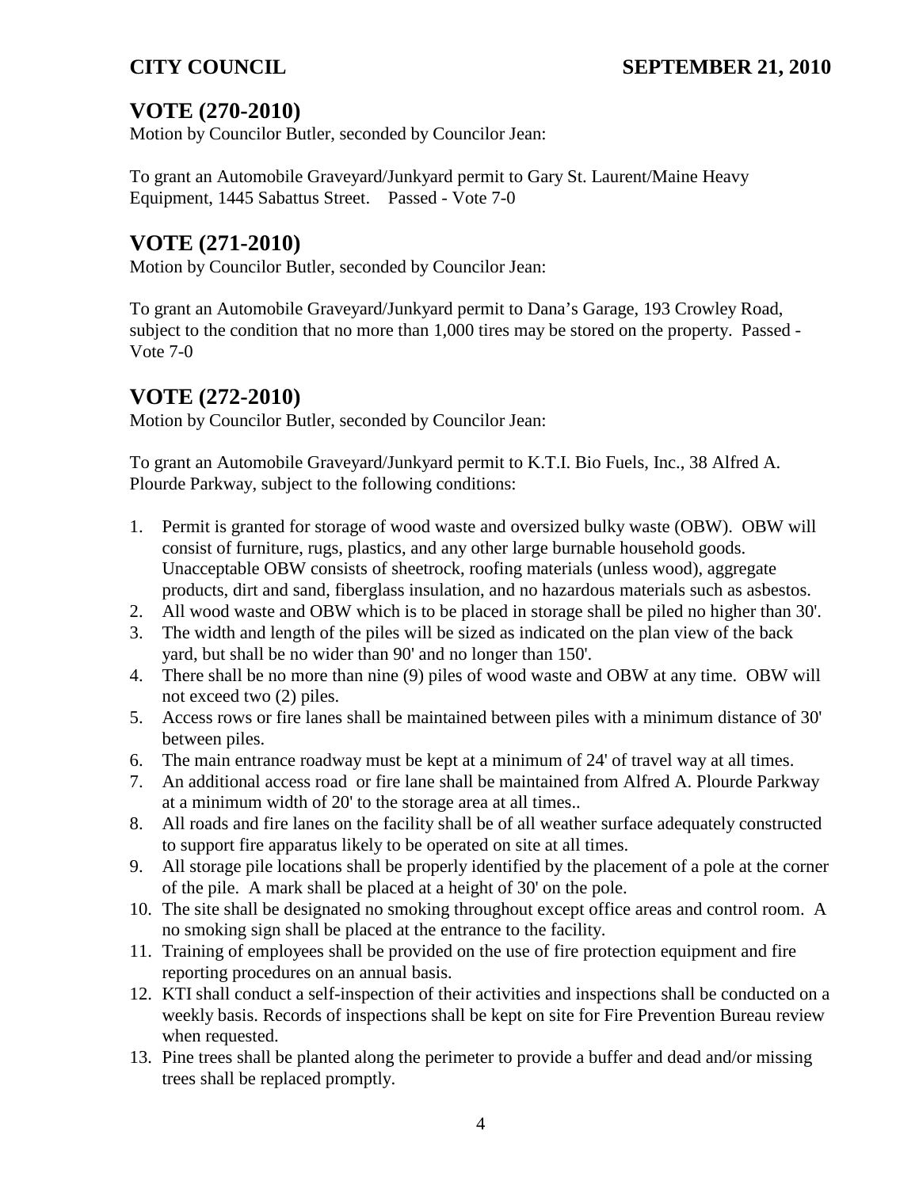## VOTE (270-2010)

Motion by Councilor Butler, seconded by Councilor Jean:

To grant an Automobile Graveyard/Junkyard permit to Gary St. Laurent/Maine Heavy Equipment, 1445 Sabattus Street. Passed - Vote 7-0

## VOTE (271-2010)

Motion by Councilor Butler, seconded by Councilor Jean:

To grant an Automobile Graveyard/Junkyard permit to Dana's Garage, 193 Crowley Road, subject to the condition that no more than 1,000 tires may be stored on the property. Passed - Vote 7-0

## VOTE (272-2010)

Motion by Councilor Butler, seconded by Councilor Jean:

To grant an Automobile Graveyard/Junkyard permit to K.T.I. Bio Fuels, Inc., 38 Alfred A. Plourde Parkway, subject to the following conditions:

1. Permit is granted for storage of wood waste and oversized bulky waste (OBW). OBW will consist of furniture, rugs, plastics, and any other large burnable household goods. Unacceptable OBW consists of sheetrock, roofing materials (unless wood), aggregate products, dirt and sand, fiberglass insulation, and no hazardous materials such as asbestos.
2. All wood waste and OBW which is to be placed in storage shall be piled no higher than 30'.
3. The width and length of the piles will be sized as indicated on the plan view of the back yard, but shall be no wider than 90' and no longer than 150'.
4. There shall be no more than nine (9) piles of wood waste and OBW at any time. OBW will not exceed two (2) piles.
5. Access rows or fire lanes shall be maintained between piles with a minimum distance of 30' between piles.
6. The main entrance roadway must be kept at a minimum of 24' of travel way at all times.
7. An additional access road or fire lane shall be maintained from Alfred A. Plourde Parkway at a minimum width of 20' to the storage area at all times..
8. All roads and fire lanes on the facility shall be of all weather surface adequately constructed to support fire apparatus likely to be operated on site at all times.
9. All storage pile locations shall be properly identified by the placement of a pole at the corner of the pile. A mark shall be placed at a height of 30' on the pole.
10. The site shall be designated no smoking throughout except office areas and control room. A no smoking sign shall be placed at the entrance to the facility.
11. Training of employees shall be provided on the use of fire protection equipment and fire reporting procedures on an annual basis.
12. KTI shall conduct a self-inspection of their activities and inspections shall be conducted on a weekly basis. Records of inspections shall be kept on site for Fire Prevention Bureau review when requested.
13. Pine trees shall be planted along the perimeter to provide a buffer and dead and/or missing trees shall be replaced promptly.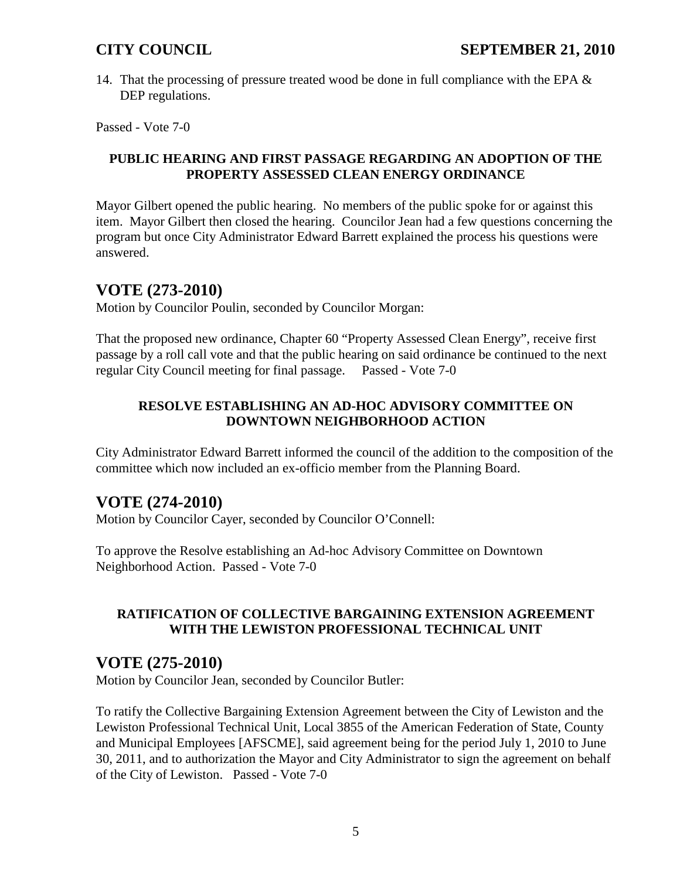14. That the processing of pressure treated wood be done in full compliance with the EPA & DEP regulations.

Passed - Vote 7-0

**PUBLIC HEARING AND FIRST PASSAGE REGARDING AN ADOPTION OF THE PROPERTY ASSESSED CLEAN ENERGY ORDINANCE**

Mayor Gilbert opened the public hearing. No members of the public spoke for or against this item. Mayor Gilbert then closed the hearing. Councilor Jean had a few questions concerning the program but once City Administrator Edward Barrett explained the process his questions were answered.

## VOTE (273-2010)

Motion by Councilor Poulin, seconded by Councilor Morgan:

That the proposed new ordinance, Chapter 60 "Property Assessed Clean Energy", receive first passage by a roll call vote and that the public hearing on said ordinance be continued to the next regular City Council meeting for final passage. Passed - Vote 7-0

**RESOLVE ESTABLISHING AN AD-HOC ADVISORY COMMITTEE ON DOWNTOWN NEIGHBORHOOD ACTION**

City Administrator Edward Barrett informed the council of the addition to the composition of the committee which now included an ex-officio member from the Planning Board.

## VOTE (274-2010)

Motion by Councilor Cayer, seconded by Councilor O'Connell:

To approve the Resolve establishing an Ad-hoc Advisory Committee on Downtown Neighborhood Action. Passed - Vote 7-0

**RATIFICATION OF COLLECTIVE BARGAINING EXTENSION AGREEMENT WITH THE LEWISTON PROFESSIONAL TECHNICAL UNIT**

## VOTE (275-2010)

Motion by Councilor Jean, seconded by Councilor Butler:

To ratify the Collective Bargaining Extension Agreement between the City of Lewiston and the Lewiston Professional Technical Unit, Local 3855 of the American Federation of State, County and Municipal Employees [AFSCME], said agreement being for the period July 1, 2010 to June 30, 2011, and to authorization the Mayor and City Administrator to sign the agreement on behalf of the City of Lewiston. Passed - Vote 7-0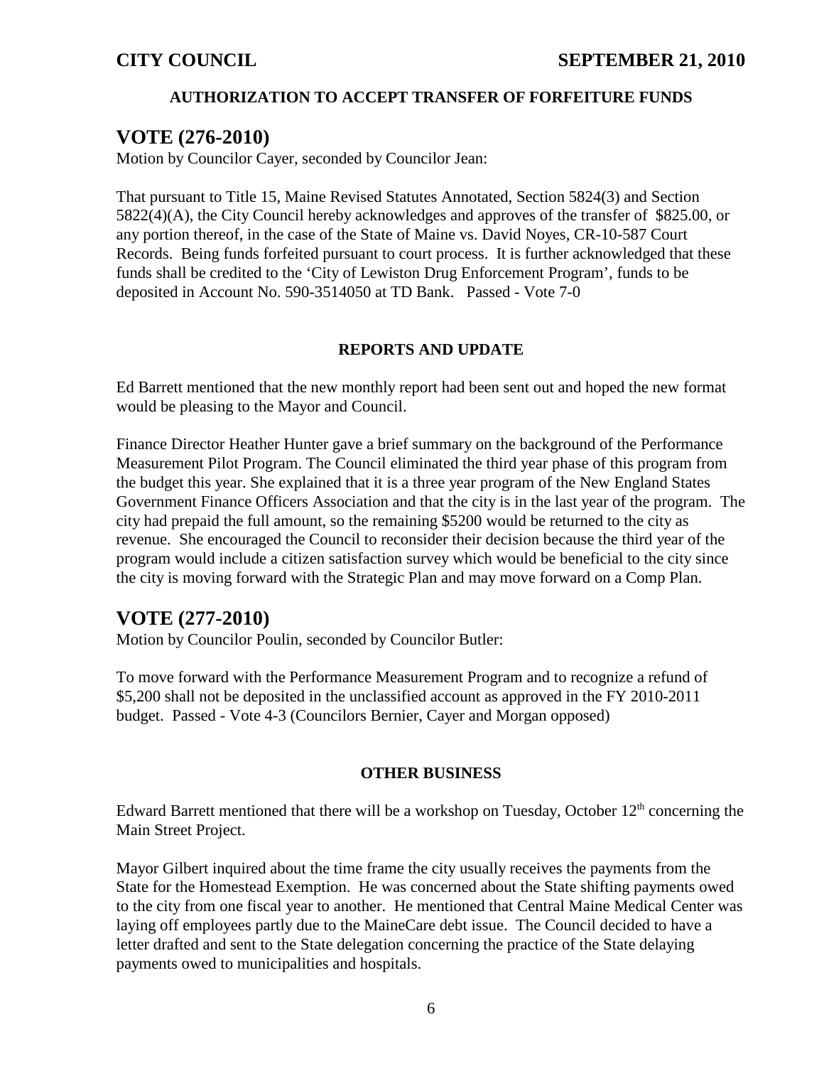### AUTHORIZATION TO ACCEPT TRANSFER OF FORFEITURE FUNDS

## VOTE (276-2010)

Motion by Councilor Cayer, seconded by Councilor Jean:

That pursuant to Title 15, Maine Revised Statutes Annotated, Section 5824(3) and Section 5822(4)(A), the City Council hereby acknowledges and approves of the transfer of $825.00, or any portion thereof, in the case of the State of Maine vs. David Noyes, CR-10-587 Court Records. Being funds forfeited pursuant to court process. It is further acknowledged that these funds shall be credited to the 'City of Lewiston Drug Enforcement Program', funds to be deposited in Account No. 590-3514050 at TD Bank. Passed - Vote 7-0

### REPORTS AND UPDATE

Ed Barrett mentioned that the new monthly report had been sent out and hoped the new format would be pleasing to the Mayor and Council.

Finance Director Heather Hunter gave a brief summary on the background of the Performance Measurement Pilot Program. The Council eliminated the third year phase of this program from the budget this year. She explained that it is a three year program of the New England States Government Finance Officers Association and that the city is in the last year of the program. The city had prepaid the full amount, so the remaining $5200 would be returned to the city as revenue. She encouraged the Council to reconsider their decision because the third year of the program would include a citizen satisfaction survey which would be beneficial to the city since the city is moving forward with the Strategic Plan and may move forward on a Comp Plan.

## VOTE (277-2010)

Motion by Councilor Poulin, seconded by Councilor Butler:

To move forward with the Performance Measurement Program and to recognize a refund of $5,200 shall not be deposited in the unclassified account as approved in the FY 2010-2011 budget. Passed - Vote 4-3 (Councilors Bernier, Cayer and Morgan opposed)

### OTHER BUSINESS

Edward Barrett mentioned that there will be a workshop on Tuesday, October 12th concerning the Main Street Project.

Mayor Gilbert inquired about the time frame the city usually receives the payments from the State for the Homestead Exemption. He was concerned about the State shifting payments owed to the city from one fiscal year to another. He mentioned that Central Maine Medical Center was laying off employees partly due to the MaineCare debt issue. The Council decided to have a letter drafted and sent to the State delegation concerning the practice of the State delaying payments owed to municipalities and hospitals.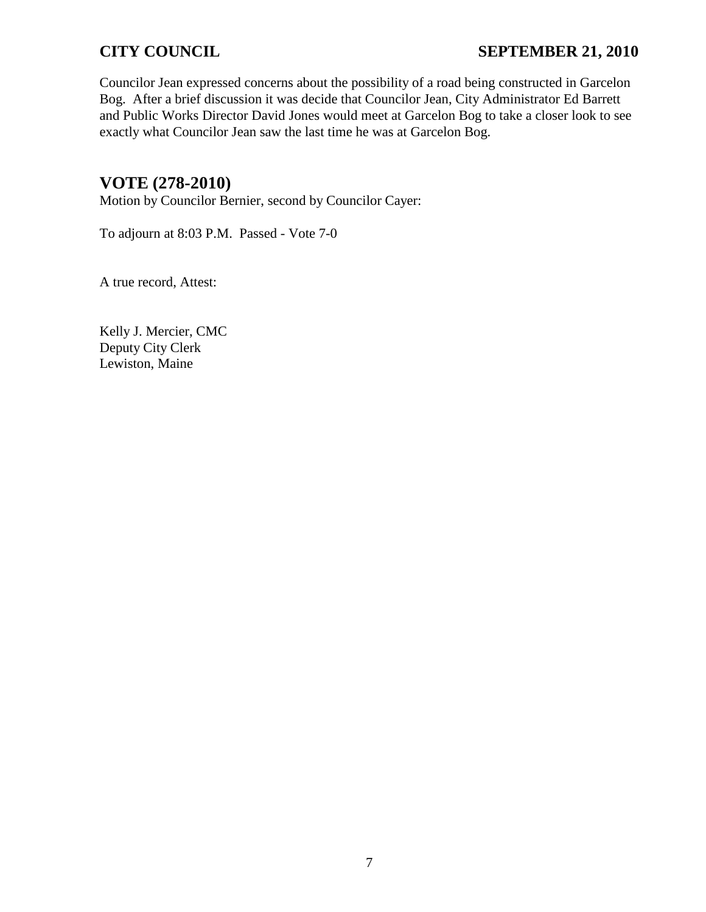Councilor Jean expressed concerns about the possibility of a road being constructed in Garcelon Bog. After a brief discussion it was decide that Councilor Jean, City Administrator Ed Barrett and Public Works Director David Jones would meet at Garcelon Bog to take a closer look to see exactly what Councilor Jean saw the last time he was at Garcelon Bog.

## VOTE (278-2010)

Motion by Councilor Bernier, second by Councilor Cayer:

To adjourn at 8:03 P.M. Passed - Vote 7-0

A true record, Attest:

Kelly J. Mercier, CMC
Deputy City Clerk
Lewiston, Maine